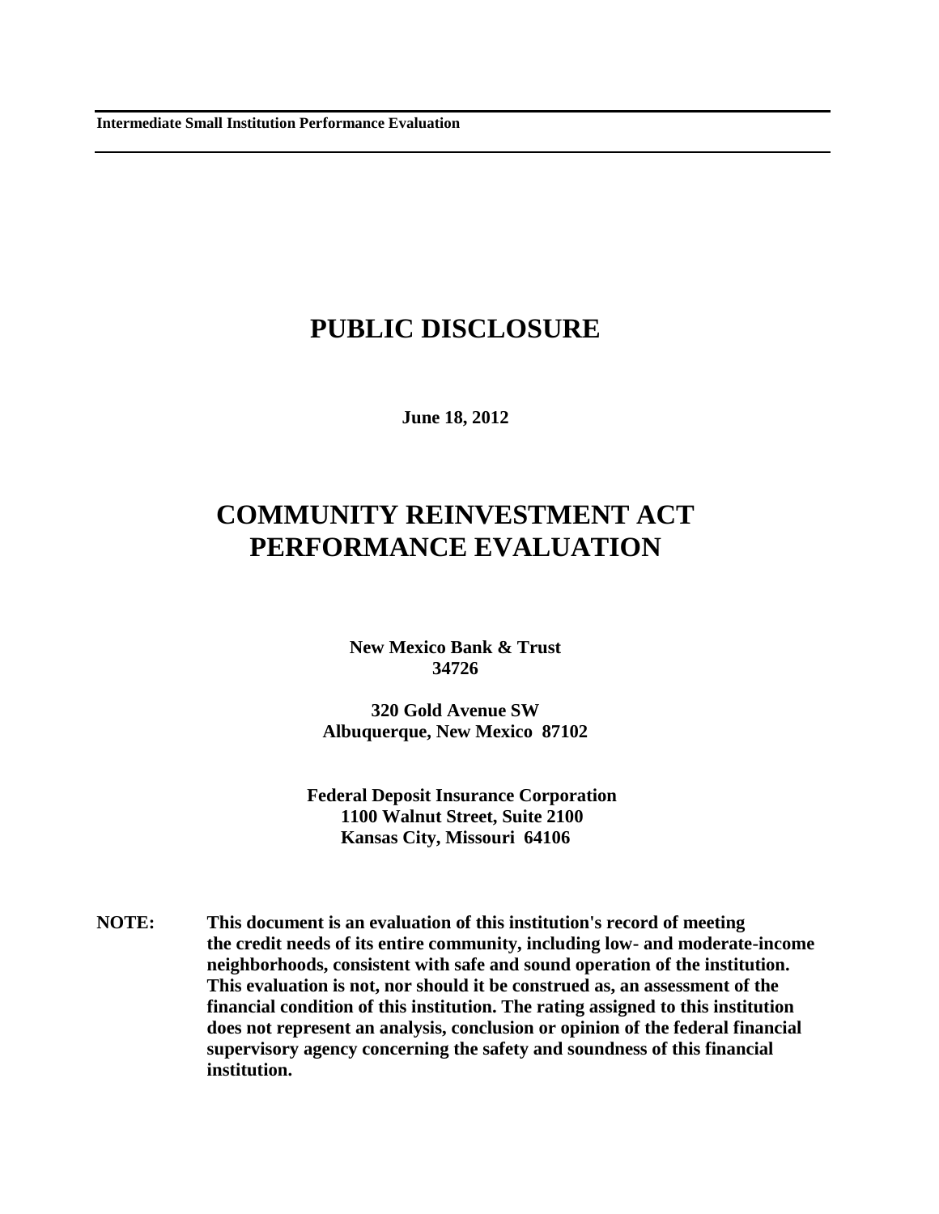**Intermediate Small Institution Performance Evaluation**

# PUBLIC DISCLOSURE

**June 18, 2012**

# COMMUNITY REINVESTMENT ACT PERFORMANCE EVALUATION

**New Mexico Bank & Trust**
**34726**

**320 Gold Avenue SW**
**Albuquerque, New Mexico 87102**

**Federal Deposit Insurance Corporation**
**1100 Walnut Street, Suite 2100**
**Kansas City, Missouri 64106**

**NOTE:** **This document is an evaluation of this institution's record of meeting the credit needs of its entire community, including low- and moderate-income neighborhoods, consistent with safe and sound operation of the institution. This evaluation is not, nor should it be construed as, an assessment of the financial condition of this institution. The rating assigned to this institution does not represent an analysis, conclusion or opinion of the federal financial supervisory agency concerning the safety and soundness of this financial institution.**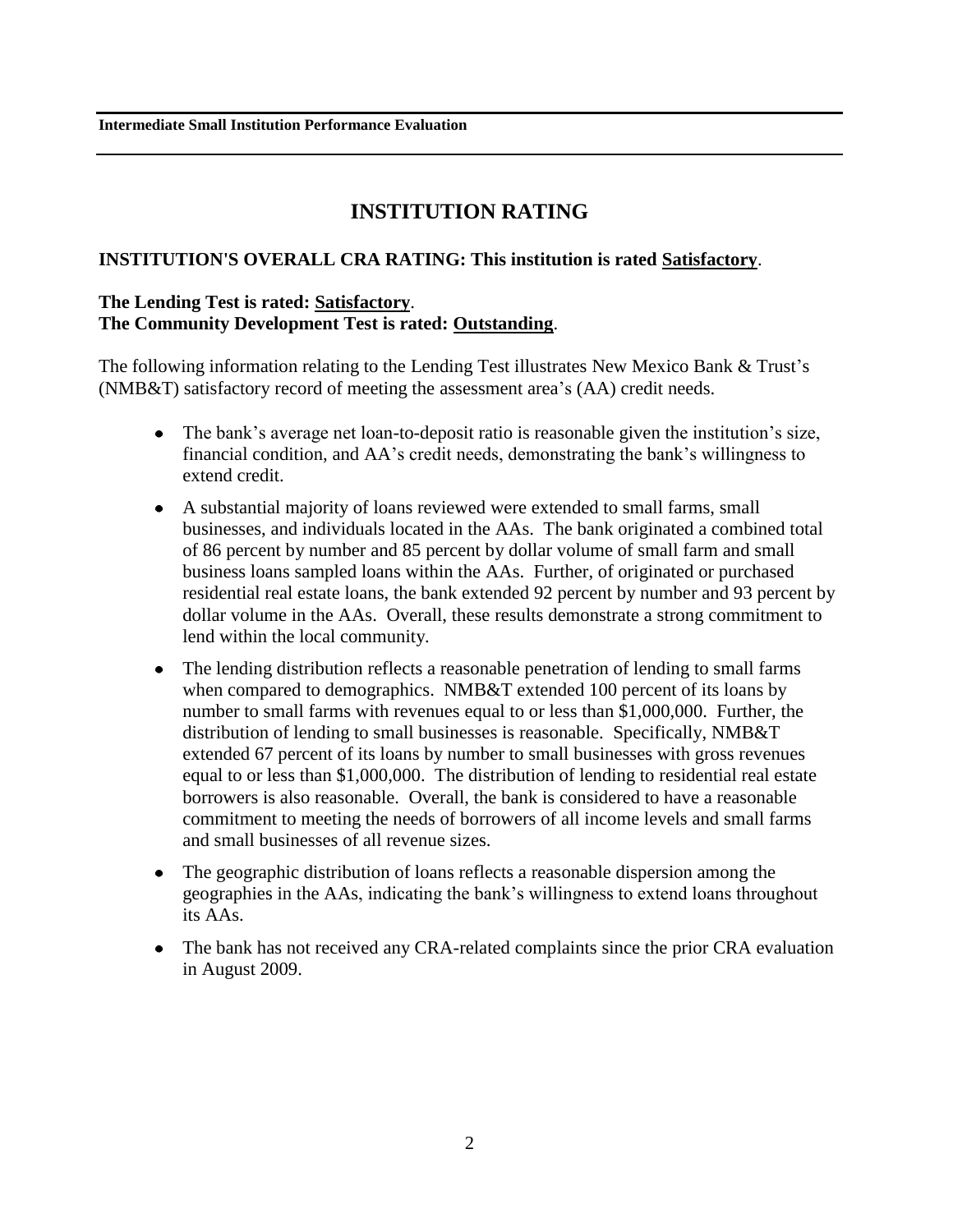# INSTITUTION RATING

**INSTITUTION'S OVERALL CRA RATING: This institution is rated Satisfactory.**

**The Lending Test is rated: Satisfactory.**
**The Community Development Test is rated: Outstanding.**

The following information relating to the Lending Test illustrates New Mexico Bank & Trust's (NMB&T) satisfactory record of meeting the assessment area's (AA) credit needs.

- The bank's average net loan-to-deposit ratio is reasonable given the institution's size, financial condition, and AA's credit needs, demonstrating the bank's willingness to extend credit.
- A substantial majority of loans reviewed were extended to small farms, small businesses, and individuals located in the AAs. The bank originated a combined total of 86 percent by number and 85 percent by dollar volume of small farm and small business loans sampled loans within the AAs. Further, of originated or purchased residential real estate loans, the bank extended 92 percent by number and 93 percent by dollar volume in the AAs. Overall, these results demonstrate a strong commitment to lend within the local community.
- The lending distribution reflects a reasonable penetration of lending to small farms when compared to demographics. NMB&T extended 100 percent of its loans by number to small farms with revenues equal to or less than $1,000,000. Further, the distribution of lending to small businesses is reasonable. Specifically, NMB&T extended 67 percent of its loans by number to small businesses with gross revenues equal to or less than $1,000,000. The distribution of lending to residential real estate borrowers is also reasonable. Overall, the bank is considered to have a reasonable commitment to meeting the needs of borrowers of all income levels and small farms and small businesses of all revenue sizes.
- The geographic distribution of loans reflects a reasonable dispersion among the geographies in the AAs, indicating the bank's willingness to extend loans throughout its AAs.
- The bank has not received any CRA-related complaints since the prior CRA evaluation in August 2009.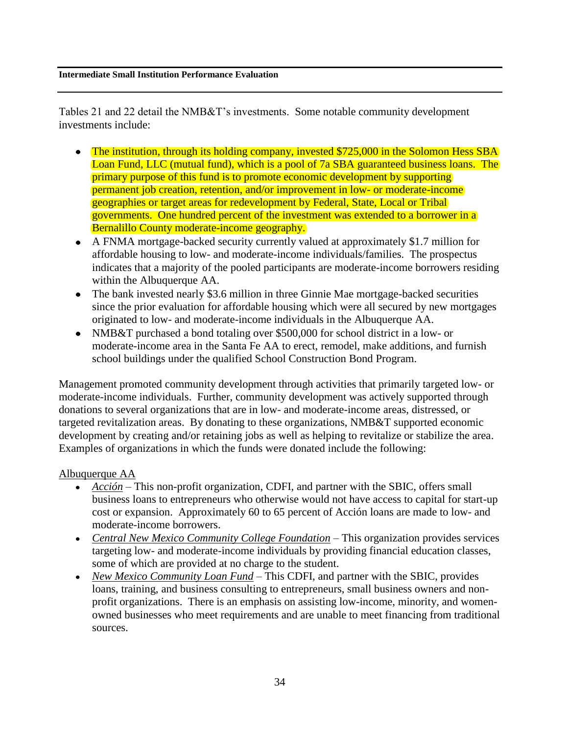Tables 21 and 22 detail the NMB&T's investments. Some notable community development investments include:

- The institution, through its holding company, invested $725,000 in the Solomon Hess SBA Loan Fund, LLC (mutual fund), which is a pool of 7a SBA guaranteed business loans. The primary purpose of this fund is to promote economic development by supporting permanent job creation, retention, and/or improvement in low- or moderate-income geographies or target areas for redevelopment by Federal, State, Local or Tribal governments. One hundred percent of the investment was extended to a borrower in a Bernalillo County moderate-income geography.
- A FNMA mortgage-backed security currently valued at approximately $1.7 million for affordable housing to low- and moderate-income individuals/families. The prospectus indicates that a majority of the pooled participants are moderate-income borrowers residing within the Albuquerque AA.
- The bank invested nearly $3.6 million in three Ginnie Mae mortgage-backed securities since the prior evaluation for affordable housing which were all secured by new mortgages originated to low- and moderate-income individuals in the Albuquerque AA.
- NMB&T purchased a bond totaling over $500,000 for school district in a low- or moderate-income area in the Santa Fe AA to erect, remodel, make additions, and furnish school buildings under the qualified School Construction Bond Program.

Management promoted community development through activities that primarily targeted low- or moderate-income individuals. Further, community development was actively supported through donations to several organizations that are in low- and moderate-income areas, distressed, or targeted revitalization areas. By donating to these organizations, NMB&T supported economic development by creating and/or retaining jobs as well as helping to revitalize or stabilize the area. Examples of organizations in which the funds were donated include the following:

Albuquerque AA

- *Acción* – This non-profit organization, CDFI, and partner with the SBIC, offers small business loans to entrepreneurs who otherwise would not have access to capital for start-up cost or expansion. Approximately 60 to 65 percent of Acción loans are made to low- and moderate-income borrowers.
- *Central New Mexico Community College Foundation* – This organization provides services targeting low- and moderate-income individuals by providing financial education classes, some of which are provided at no charge to the student.
- *New Mexico Community Loan Fund* – This CDFI, and partner with the SBIC, provides loans, training, and business consulting to entrepreneurs, small business owners and non-profit organizations. There is an emphasis on assisting low-income, minority, and women-owned businesses who meet requirements and are unable to meet financing from traditional sources.